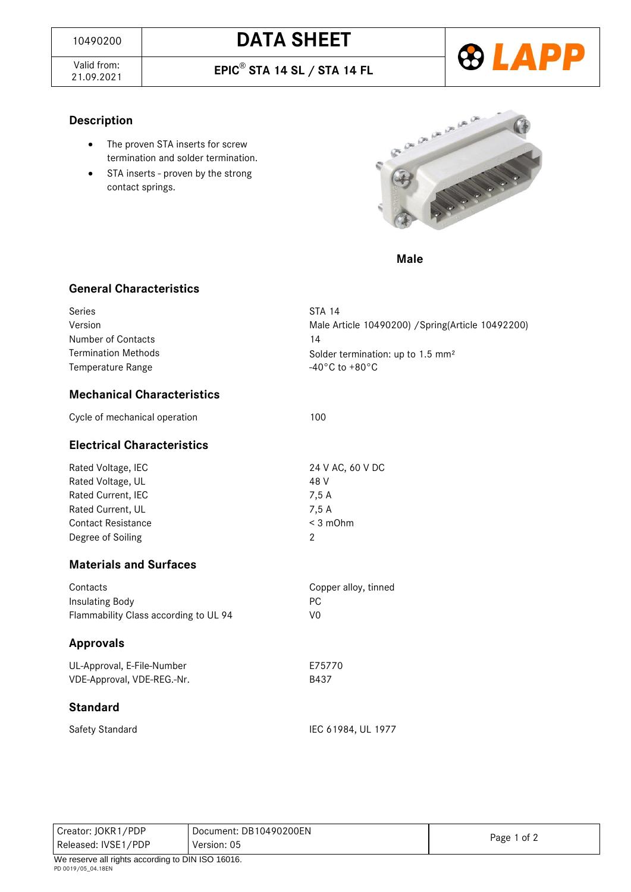| 10490200 | DATA SHEET |
| --- | --- |
| Valid from: 21.09.2021 | EPIC® STA 14 SL / STA 14 FL |

## Description

- The proven STA inserts for screw termination and solder termination.
- STA inserts - proven by the strong contact springs.

**Male**

## General Characteristics

| | |
| --- | --- |
| Series | STA 14 |
| Version | Male Article 10490200) /Spring(Article 10492200) |
| Number of Contacts | 14 |
| Termination Methods | Solder termination: up to 1.5 mm² |
| Temperature Range | -40°C to +80°C |

## Mechanical Characteristics

| | |
| --- | --- |
| Cycle of mechanical operation | 100 |

## Electrical Characteristics

| | |
| --- | --- |
| Rated Voltage, IEC | 24 V AC, 60 V DC |
| Rated Voltage, UL | 48 V |
| Rated Current, IEC | 7,5 A |
| Rated Current, UL | 7,5 A |
| Contact Resistance | < 3 mOhm |
| Degree of Soiling | 2 |

## Materials and Surfaces

| | |
| --- | --- |
| Contacts | Copper alloy, tinned |
| Insulating Body | PC |
| Flammability Class according to UL 94 | V0 |

## Approvals

| | |
| --- | --- |
| UL-Approval, E-File-Number | E75770 |
| VDE-Approval, VDE-REG.-Nr. | B437 |

## Standard

| | |
| --- | --- |
| Safety Standard | IEC 61984, UL 1977 |

| Creator: JOKR1/PDP | Document: DB10490200EN |
| --- | --- |
| Released: IVSE1/PDP | Version: 05 |

We reserve all rights according to DIN ISO 16016.

PD 0019/05_04.18EN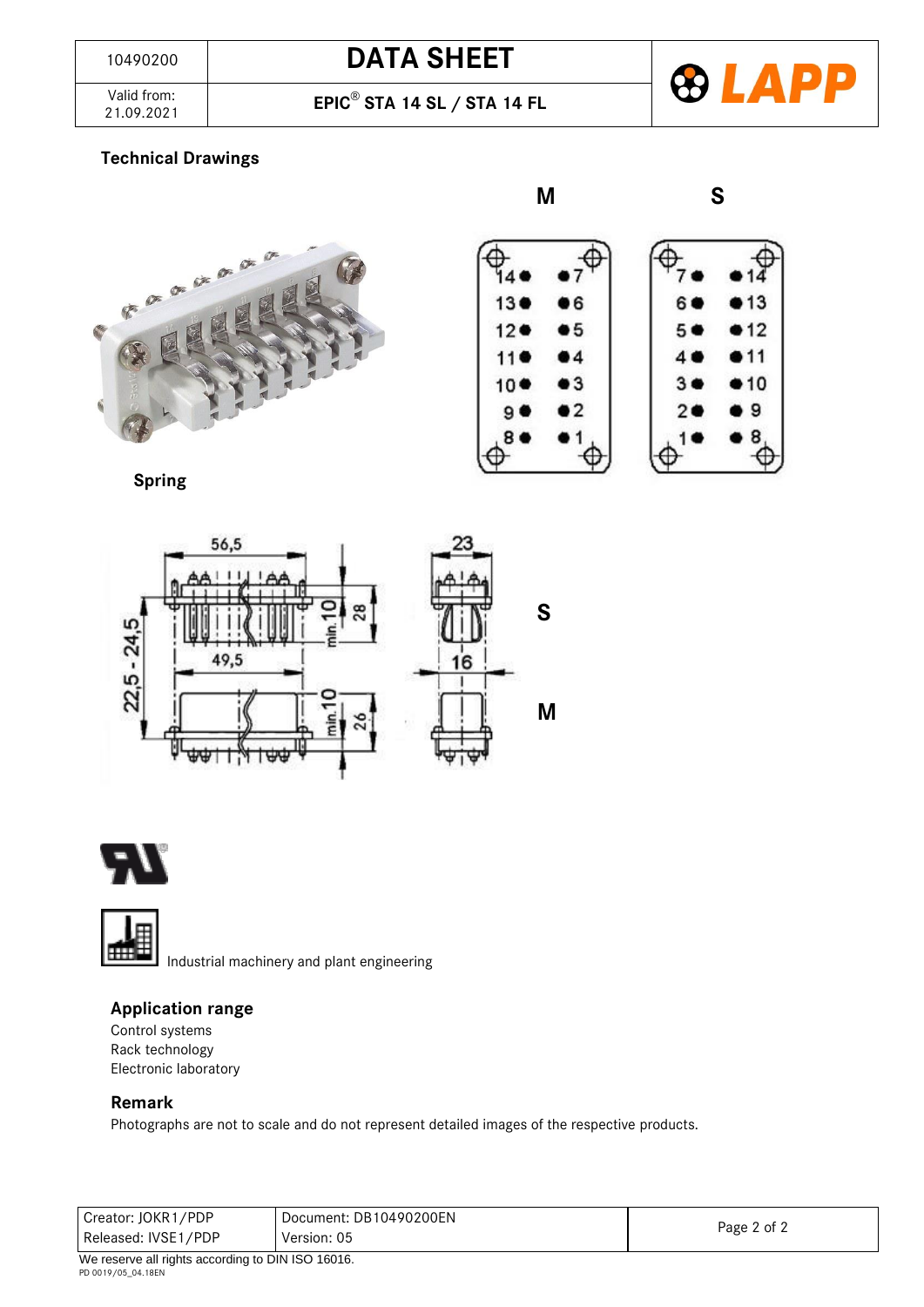## Technical Drawings

M

S

14 7
13 6
12 5
11 4
10 3
9 2
8 1

7 14
6 13
5 12
4 11
3 10
2 9
1 8

Spring

56,5

49,5

22,5 - 24,5

min.10

28

min.10

26

23

16

S

M

Industrial machinery and plant engineering

### Application range

Control systems
Rack technology
Electronic laboratory

### Remark

Photographs are not to scale and do not represent detailed images of the respective products.